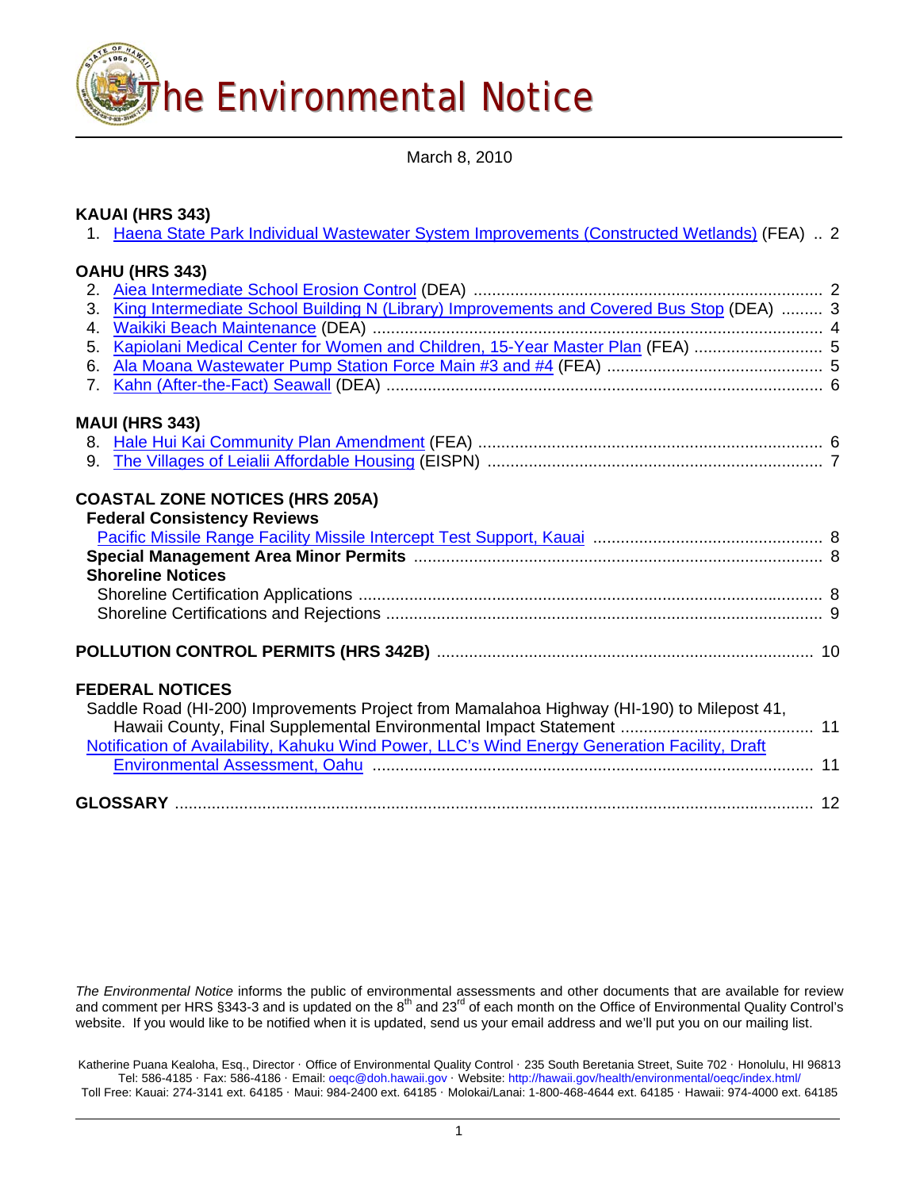# The Environmental Notice

March 8, 2010

**KAUAI (HRS 343)**

1. Haena State Park Individual Wastewater System Improvements (Constructed Wetlands) (FEA) .. 2

**OAHU (HRS 343)**

2. Aiea Intermediate School Erosion Control (DEA) .... 2
3. King Intermediate School Building N (Library) Improvements and Covered Bus Stop (DEA) .... 3
4. Waikiki Beach Maintenance (DEA) .... 4
5. Kapiolani Medical Center for Women and Children, 15-Year Master Plan (FEA) .... 5
6. Ala Moana Wastewater Pump Station Force Main #3 and #4 (FEA) .... 5
7. Kahn (After-the-Fact) Seawall (DEA) .... 6

**MAUI (HRS 343)**

8. Hale Hui Kai Community Plan Amendment (FEA) .... 6
9. The Villages of Leialii Affordable Housing (EISPN) .... 7

**COASTAL ZONE NOTICES (HRS 205A)**

**Federal Consistency Reviews**

Pacific Missile Range Facility Missile Intercept Test Support, Kauai .... 8

**Special Management Area Minor Permits** .... 8

**Shoreline Notices**

Shoreline Certification Applications .... 8

Shoreline Certifications and Rejections .... 9

**POLLUTION CONTROL PERMITS (HRS 342B)** .... 10

**FEDERAL NOTICES**

Saddle Road (HI-200) Improvements Project from Mamalahoa Highway (HI-190) to Milepost 41, Hawaii County, Final Supplemental Environmental Impact Statement .... 11

Notification of Availability, Kahuku Wind Power, LLC's Wind Energy Generation Facility, Draft Environmental Assessment, Oahu .... 11

**GLOSSARY** .... 12

*The Environmental Notice* informs the public of environmental assessments and other documents that are available for review and comment per HRS §343-3 and is updated on the 8th and 23rd of each month on the Office of Environmental Quality Control's website. If you would like to be notified when it is updated, send us your email address and we'll put you on our mailing list.

Katherine Puana Kealoha, Esq., Director · Office of Environmental Quality Control · 235 South Beretania Street, Suite 702 · Honolulu, HI 96813
Tel: 586-4185 · Fax: 586-4186 · Email: oeqc@doh.hawaii.gov · Website: http://hawaii.gov/health/environmental/oeqc/index.html/
Toll Free: Kauai: 274-3141 ext. 64185 · Maui: 984-2400 ext. 64185 · Molokai/Lanai: 1-800-468-4644 ext. 64185 · Hawaii: 974-4000 ext. 64185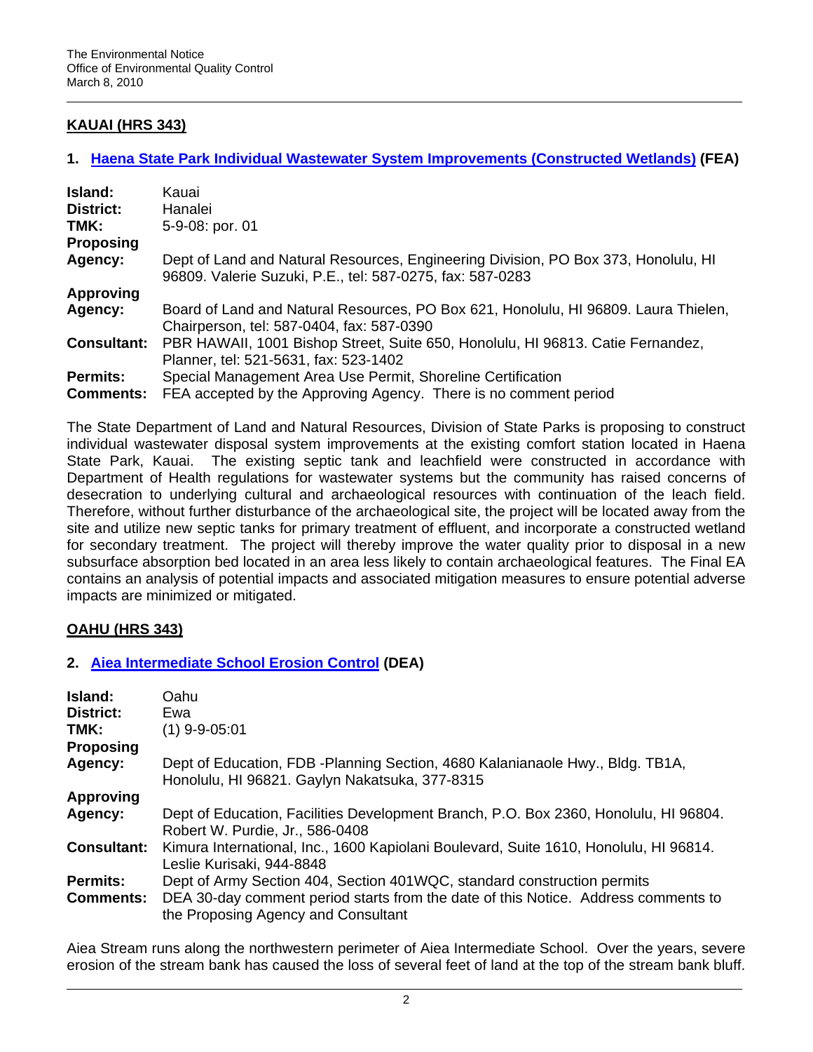## KAUAI (HRS 343)

### 1. Haena State Park Individual Wastewater System Improvements (Constructed Wetlands) (FEA)

| | |
|---|---|
| **Island:** | Kauai |
| **District:** | Hanalei |
| **TMK:** | 5-9-08: por. 01 |
| **Proposing Agency:** | Dept of Land and Natural Resources, Engineering Division, PO Box 373, Honolulu, HI 96809. Valerie Suzuki, P.E., tel: 587-0275, fax: 587-0283 |
| **Approving Agency:** | Board of Land and Natural Resources, PO Box 621, Honolulu, HI 96809. Laura Thielen, Chairperson, tel: 587-0404, fax: 587-0390 |
| **Consultant:** | PBR HAWAII, 1001 Bishop Street, Suite 650, Honolulu, HI 96813. Catie Fernandez, Planner, tel: 521-5631, fax: 523-1402 |
| **Permits:** | Special Management Area Use Permit, Shoreline Certification |
| **Comments:** | FEA accepted by the Approving Agency. There is no comment period |

The State Department of Land and Natural Resources, Division of State Parks is proposing to construct individual wastewater disposal system improvements at the existing comfort station located in Haena State Park, Kauai. The existing septic tank and leachfield were constructed in accordance with Department of Health regulations for wastewater systems but the community has raised concerns of desecration to underlying cultural and archaeological resources with continuation of the leach field. Therefore, without further disturbance of the archaeological site, the project will be located away from the site and utilize new septic tanks for primary treatment of effluent, and incorporate a constructed wetland for secondary treatment. The project will thereby improve the water quality prior to disposal in a new subsurface absorption bed located in an area less likely to contain archaeological features. The Final EA contains an analysis of potential impacts and associated mitigation measures to ensure potential adverse impacts are minimized or mitigated.

## OAHU (HRS 343)

### 2. Aiea Intermediate School Erosion Control (DEA)

| | |
|---|---|
| **Island:** | Oahu |
| **District:** | Ewa |
| **TMK:** | (1) 9-9-05:01 |
| **Proposing Agency:** | Dept of Education, FDB -Planning Section, 4680 Kalanianaole Hwy., Bldg. TB1A, Honolulu, HI 96821. Gaylyn Nakatsuka, 377-8315 |
| **Approving Agency:** | Dept of Education, Facilities Development Branch, P.O. Box 2360, Honolulu, HI 96804. Robert W. Purdie, Jr., 586-0408 |
| **Consultant:** | Kimura International, Inc., 1600 Kapiolani Boulevard, Suite 1610, Honolulu, HI 96814. Leslie Kurisaki, 944-8848 |
| **Permits:** | Dept of Army Section 404, Section 401WQC, standard construction permits |
| **Comments:** | DEA 30-day comment period starts from the date of this Notice. Address comments to the Proposing Agency and Consultant |

Aiea Stream runs along the northwestern perimeter of Aiea Intermediate School. Over the years, severe erosion of the stream bank has caused the loss of several feet of land at the top of the stream bank bluff.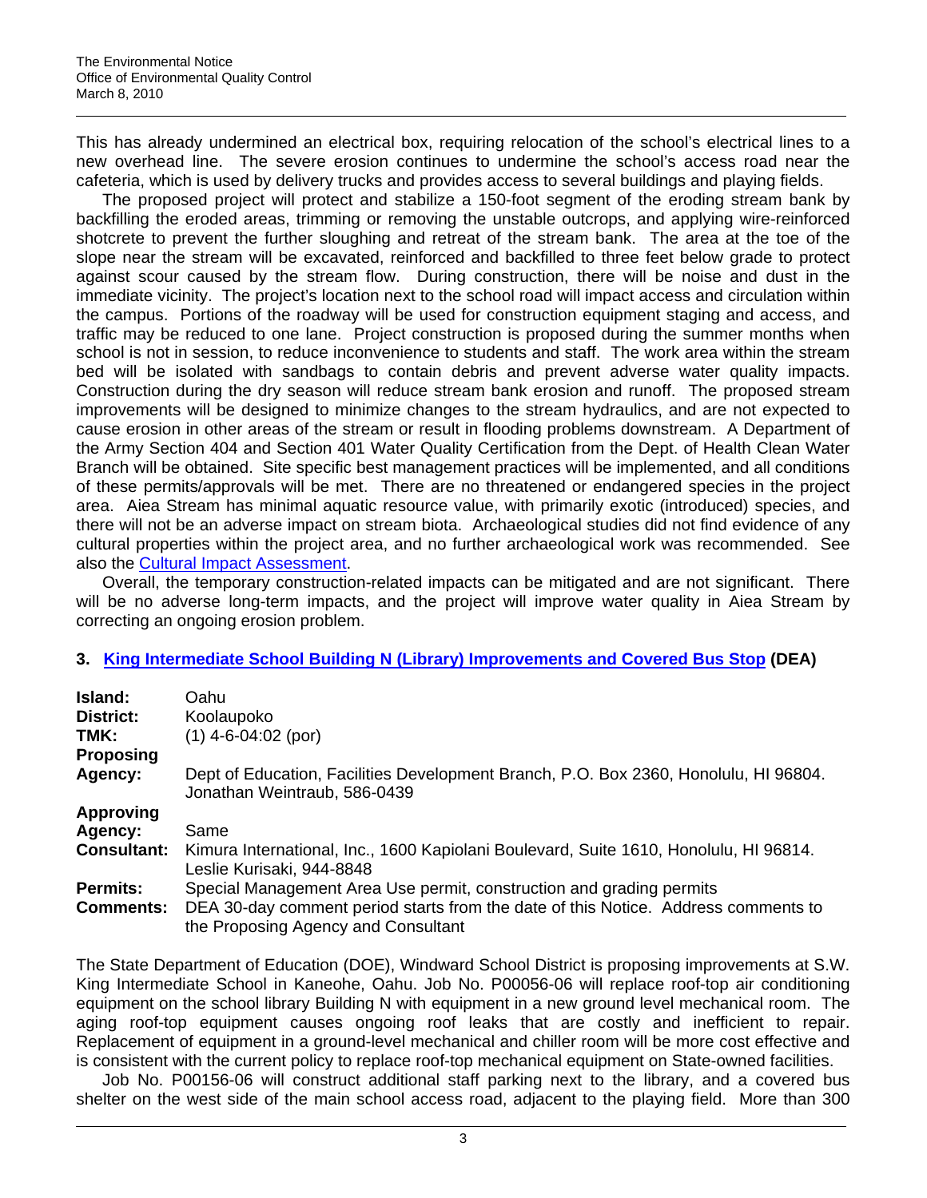This has already undermined an electrical box, requiring relocation of the school's electrical lines to a new overhead line. The severe erosion continues to undermine the school's access road near the cafeteria, which is used by delivery trucks and provides access to several buildings and playing fields.

The proposed project will protect and stabilize a 150-foot segment of the eroding stream bank by backfilling the eroded areas, trimming or removing the unstable outcrops, and applying wire-reinforced shotcrete to prevent the further sloughing and retreat of the stream bank. The area at the toe of the slope near the stream will be excavated, reinforced and backfilled to three feet below grade to protect against scour caused by the stream flow. During construction, there will be noise and dust in the immediate vicinity. The project's location next to the school road will impact access and circulation within the campus. Portions of the roadway will be used for construction equipment staging and access, and traffic may be reduced to one lane. Project construction is proposed during the summer months when school is not in session, to reduce inconvenience to students and staff. The work area within the stream bed will be isolated with sandbags to contain debris and prevent adverse water quality impacts. Construction during the dry season will reduce stream bank erosion and runoff. The proposed stream improvements will be designed to minimize changes to the stream hydraulics, and are not expected to cause erosion in other areas of the stream or result in flooding problems downstream. A Department of the Army Section 404 and Section 401 Water Quality Certification from the Dept. of Health Clean Water Branch will be obtained. Site specific best management practices will be implemented, and all conditions of these permits/approvals will be met. There are no threatened or endangered species in the project area. Aiea Stream has minimal aquatic resource value, with primarily exotic (introduced) species, and there will not be an adverse impact on stream biota. Archaeological studies did not find evidence of any cultural properties within the project area, and no further archaeological work was recommended. See also the Cultural Impact Assessment.

Overall, the temporary construction-related impacts can be mitigated and are not significant. There will be no adverse long-term impacts, and the project will improve water quality in Aiea Stream by correcting an ongoing erosion problem.

### 3. King Intermediate School Building N (Library) Improvements and Covered Bus Stop (DEA)

| | |
|---|---|
| **Island:** | Oahu |
| **District:** | Koolaupoko |
| **TMK:** | (1) 4-6-04:02 (por) |
| **Proposing Agency:** | Dept of Education, Facilities Development Branch, P.O. Box 2360, Honolulu, HI 96804. Jonathan Weintraub, 586-0439 |
| **Approving Agency:** | Same |
| **Consultant:** | Kimura International, Inc., 1600 Kapiolani Boulevard, Suite 1610, Honolulu, HI 96814. Leslie Kurisaki, 944-8848 |
| **Permits:** | Special Management Area Use permit, construction and grading permits |
| **Comments:** | DEA 30-day comment period starts from the date of this Notice. Address comments to the Proposing Agency and Consultant |

The State Department of Education (DOE), Windward School District is proposing improvements at S.W. King Intermediate School in Kaneohe, Oahu. Job No. P00056-06 will replace roof-top air conditioning equipment on the school library Building N with equipment in a new ground level mechanical room. The aging roof-top equipment causes ongoing roof leaks that are costly and inefficient to repair. Replacement of equipment in a ground-level mechanical and chiller room will be more cost effective and is consistent with the current policy to replace roof-top mechanical equipment on State-owned facilities.

Job No. P00156-06 will construct additional staff parking next to the library, and a covered bus shelter on the west side of the main school access road, adjacent to the playing field. More than 300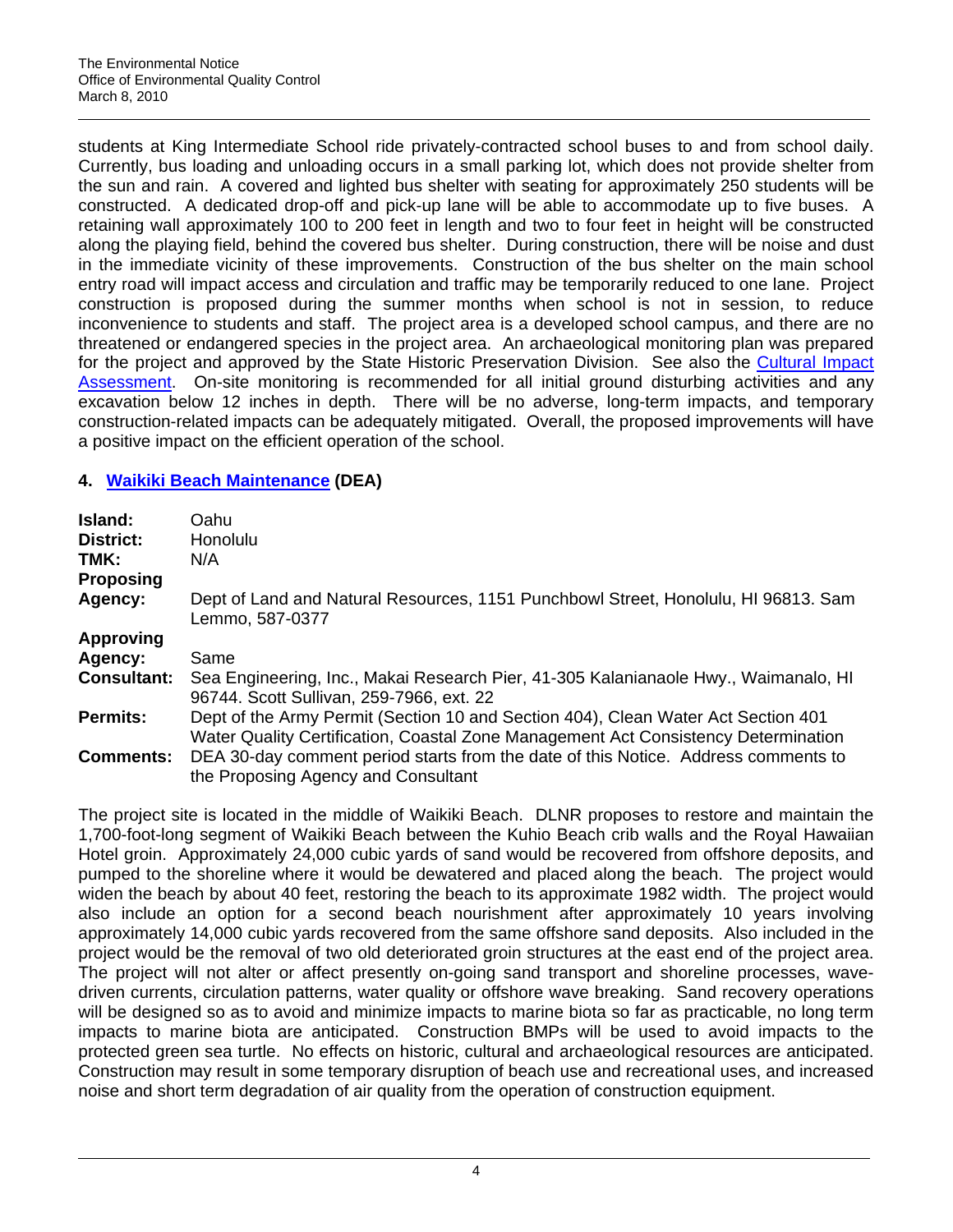students at King Intermediate School ride privately-contracted school buses to and from school daily. Currently, bus loading and unloading occurs in a small parking lot, which does not provide shelter from the sun and rain. A covered and lighted bus shelter with seating for approximately 250 students will be constructed. A dedicated drop-off and pick-up lane will be able to accommodate up to five buses. A retaining wall approximately 100 to 200 feet in length and two to four feet in height will be constructed along the playing field, behind the covered bus shelter. During construction, there will be noise and dust in the immediate vicinity of these improvements. Construction of the bus shelter on the main school entry road will impact access and circulation and traffic may be temporarily reduced to one lane. Project construction is proposed during the summer months when school is not in session, to reduce inconvenience to students and staff. The project area is a developed school campus, and there are no threatened or endangered species in the project area. An archaeological monitoring plan was prepared for the project and approved by the State Historic Preservation Division. See also the Cultural Impact Assessment. On-site monitoring is recommended for all initial ground disturbing activities and any excavation below 12 inches in depth. There will be no adverse, long-term impacts, and temporary construction-related impacts can be adequately mitigated. Overall, the proposed improvements will have a positive impact on the efficient operation of the school.

### 4. Waikiki Beach Maintenance (DEA)

| | |
|---|---|
| **Island:** | Oahu |
| **District:** | Honolulu |
| **TMK:** | N/A |
| **Proposing Agency:** | Dept of Land and Natural Resources, 1151 Punchbowl Street, Honolulu, HI 96813. Sam Lemmo, 587-0377 |
| **Approving Agency:** | Same |
| **Consultant:** | Sea Engineering, Inc., Makai Research Pier, 41-305 Kalanianaole Hwy., Waimanalo, HI 96744. Scott Sullivan, 259-7966, ext. 22 |
| **Permits:** | Dept of the Army Permit (Section 10 and Section 404), Clean Water Act Section 401 Water Quality Certification, Coastal Zone Management Act Consistency Determination |
| **Comments:** | DEA 30-day comment period starts from the date of this Notice. Address comments to the Proposing Agency and Consultant |

The project site is located in the middle of Waikiki Beach. DLNR proposes to restore and maintain the 1,700-foot-long segment of Waikiki Beach between the Kuhio Beach crib walls and the Royal Hawaiian Hotel groin. Approximately 24,000 cubic yards of sand would be recovered from offshore deposits, and pumped to the shoreline where it would be dewatered and placed along the beach. The project would widen the beach by about 40 feet, restoring the beach to its approximate 1982 width. The project would also include an option for a second beach nourishment after approximately 10 years involving approximately 14,000 cubic yards recovered from the same offshore sand deposits. Also included in the project would be the removal of two old deteriorated groin structures at the east end of the project area. The project will not alter or affect presently on-going sand transport and shoreline processes, wave-driven currents, circulation patterns, water quality or offshore wave breaking. Sand recovery operations will be designed so as to avoid and minimize impacts to marine biota so far as practicable, no long term impacts to marine biota are anticipated. Construction BMPs will be used to avoid impacts to the protected green sea turtle. No effects on historic, cultural and archaeological resources are anticipated. Construction may result in some temporary disruption of beach use and recreational uses, and increased noise and short term degradation of air quality from the operation of construction equipment.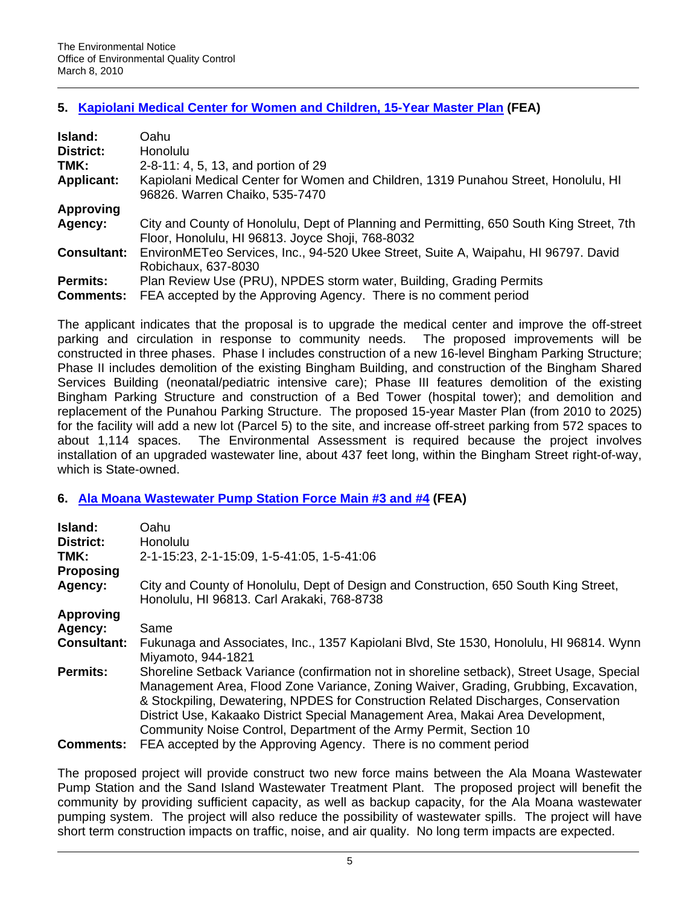## 5. Kapiolani Medical Center for Women and Children, 15-Year Master Plan (FEA)

**Island:** Oahu
**District:** Honolulu
**TMK:** 2-8-11: 4, 5, 13, and portion of 29
**Applicant:** Kapiolani Medical Center for Women and Children, 1319 Punahou Street, Honolulu, HI 96826. Warren Chaiko, 535-7470
**Approving Agency:** City and County of Honolulu, Dept of Planning and Permitting, 650 South King Street, 7th Floor, Honolulu, HI 96813. Joyce Shoji, 768-8032
**Consultant:** EnvironMETeo Services, Inc., 94-520 Ukee Street, Suite A, Waipahu, HI 96797. David Robichaux, 637-8030
**Permits:** Plan Review Use (PRU), NPDES storm water, Building, Grading Permits
**Comments:** FEA accepted by the Approving Agency. There is no comment period

The applicant indicates that the proposal is to upgrade the medical center and improve the off-street parking and circulation in response to community needs. The proposed improvements will be constructed in three phases. Phase I includes construction of a new 16-level Bingham Parking Structure; Phase II includes demolition of the existing Bingham Building, and construction of the Bingham Shared Services Building (neonatal/pediatric intensive care); Phase III features demolition of the existing Bingham Parking Structure and construction of a Bed Tower (hospital tower); and demolition and replacement of the Punahou Parking Structure. The proposed 15-year Master Plan (from 2010 to 2025) for the facility will add a new lot (Parcel 5) to the site, and increase off-street parking from 572 spaces to about 1,114 spaces. The Environmental Assessment is required because the project involves installation of an upgraded wastewater line, about 437 feet long, within the Bingham Street right-of-way, which is State-owned.

## 6. Ala Moana Wastewater Pump Station Force Main #3 and #4 (FEA)

**Island:** Oahu
**District:** Honolulu
**TMK:** 2-1-15:23, 2-1-15:09, 1-5-41:05, 1-5-41:06
**Proposing Agency:** City and County of Honolulu, Dept of Design and Construction, 650 South King Street, Honolulu, HI 96813. Carl Arakaki, 768-8738
**Approving Agency:** Same
**Consultant:** Fukunaga and Associates, Inc., 1357 Kapiolani Blvd, Ste 1530, Honolulu, HI 96814. Wynn Miyamoto, 944-1821
**Permits:** Shoreline Setback Variance (confirmation not in shoreline setback), Street Usage, Special Management Area, Flood Zone Variance, Zoning Waiver, Grading, Grubbing, Excavation, & Stockpiling, Dewatering, NPDES for Construction Related Discharges, Conservation District Use, Kakaako District Special Management Area, Makai Area Development, Community Noise Control, Department of the Army Permit, Section 10
**Comments:** FEA accepted by the Approving Agency. There is no comment period

The proposed project will provide construct two new force mains between the Ala Moana Wastewater Pump Station and the Sand Island Wastewater Treatment Plant. The proposed project will benefit the community by providing sufficient capacity, as well as backup capacity, for the Ala Moana wastewater pumping system. The project will also reduce the possibility of wastewater spills. The project will have short term construction impacts on traffic, noise, and air quality. No long term impacts are expected.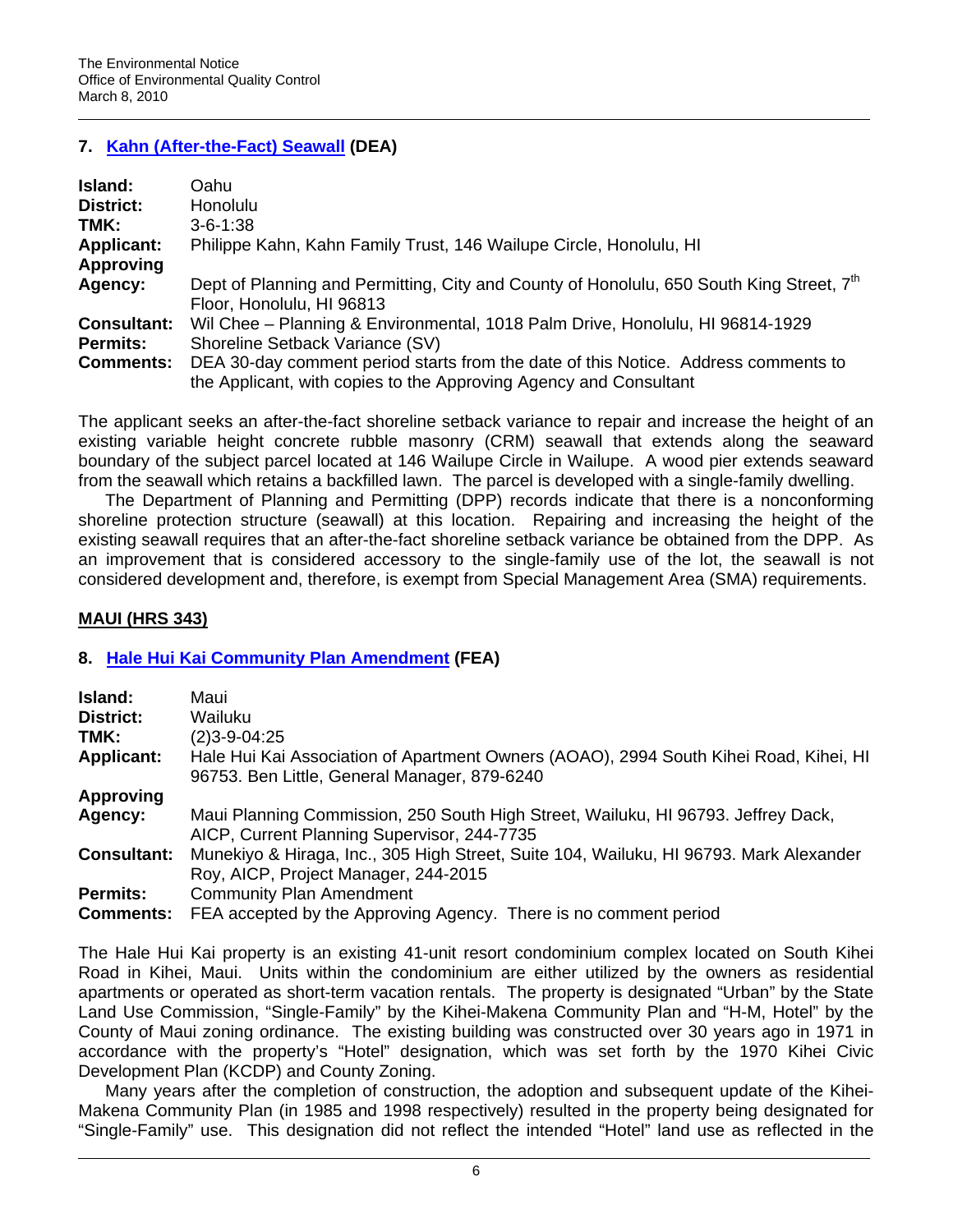## 7. [Kahn (After-the-Fact) Seawall](#) (DEA)

| | |
|---|---|
| **Island:** | Oahu |
| **District:** | Honolulu |
| **TMK:** | 3-6-1:38 |
| **Applicant:** | Philippe Kahn, Kahn Family Trust, 146 Wailupe Circle, Honolulu, HI |
| **Approving Agency:** | Dept of Planning and Permitting, City and County of Honolulu, 650 South King Street, 7th Floor, Honolulu, HI 96813 |
| **Consultant:** | Wil Chee – Planning & Environmental, 1018 Palm Drive, Honolulu, HI 96814-1929 |
| **Permits:** | Shoreline Setback Variance (SV) |
| **Comments:** | DEA 30-day comment period starts from the date of this Notice. Address comments to the Applicant, with copies to the Approving Agency and Consultant |

The applicant seeks an after-the-fact shoreline setback variance to repair and increase the height of an existing variable height concrete rubble masonry (CRM) seawall that extends along the seaward boundary of the subject parcel located at 146 Wailupe Circle in Wailupe. A wood pier extends seaward from the seawall which retains a backfilled lawn. The parcel is developed with a single-family dwelling.

The Department of Planning and Permitting (DPP) records indicate that there is a nonconforming shoreline protection structure (seawall) at this location. Repairing and increasing the height of the existing seawall requires that an after-the-fact shoreline setback variance be obtained from the DPP. As an improvement that is considered accessory to the single-family use of the lot, the seawall is not considered development and, therefore, is exempt from Special Management Area (SMA) requirements.

## MAUI (HRS 343)

## 8. [Hale Hui Kai Community Plan Amendment](#) (FEA)

| | |
|---|---|
| **Island:** | Maui |
| **District:** | Wailuku |
| **TMK:** | (2)3-9-04:25 |
| **Applicant:** | Hale Hui Kai Association of Apartment Owners (AOAO), 2994 South Kihei Road, Kihei, HI 96753. Ben Little, General Manager, 879-6240 |
| **Approving Agency:** | Maui Planning Commission, 250 South High Street, Wailuku, HI 96793. Jeffrey Dack, AICP, Current Planning Supervisor, 244-7735 |
| **Consultant:** | Munekiyo & Hiraga, Inc., 305 High Street, Suite 104, Wailuku, HI 96793. Mark Alexander Roy, AICP, Project Manager, 244-2015 |
| **Permits:** | Community Plan Amendment |
| **Comments:** | FEA accepted by the Approving Agency. There is no comment period |

The Hale Hui Kai property is an existing 41-unit resort condominium complex located on South Kihei Road in Kihei, Maui. Units within the condominium are either utilized by the owners as residential apartments or operated as short-term vacation rentals. The property is designated "Urban" by the State Land Use Commission, "Single-Family" by the Kihei-Makena Community Plan and "H-M, Hotel" by the County of Maui zoning ordinance. The existing building was constructed over 30 years ago in 1971 in accordance with the property's "Hotel" designation, which was set forth by the 1970 Kihei Civic Development Plan (KCDP) and County Zoning.

Many years after the completion of construction, the adoption and subsequent update of the Kihei-Makena Community Plan (in 1985 and 1998 respectively) resulted in the property being designated for "Single-Family" use. This designation did not reflect the intended "Hotel" land use as reflected in the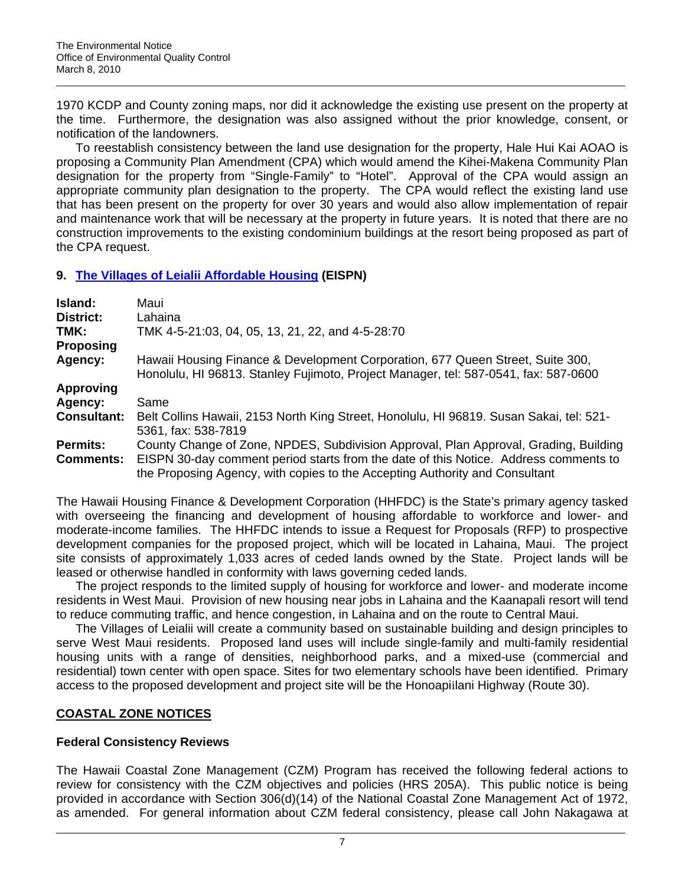1970 KCDP and County zoning maps, nor did it acknowledge the existing use present on the property at the time. Furthermore, the designation was also assigned without the prior knowledge, consent, or notification of the landowners.

To reestablish consistency between the land use designation for the property, Hale Hui Kai AOAO is proposing a Community Plan Amendment (CPA) which would amend the Kihei-Makena Community Plan designation for the property from "Single-Family" to "Hotel". Approval of the CPA would assign an appropriate community plan designation to the property. The CPA would reflect the existing land use that has been present on the property for over 30 years and would also allow implementation of repair and maintenance work that will be necessary at the property in future years. It is noted that there are no construction improvements to the existing condominium buildings at the resort being proposed as part of the CPA request.

### 9. The Villages of Leialii Affordable Housing (EISPN)

| | |
|---|---|
| **Island:** | Maui |
| **District:** | Lahaina |
| **TMK:** | TMK 4-5-21:03, 04, 05, 13, 21, 22, and 4-5-28:70 |
| **Proposing Agency:** | Hawaii Housing Finance & Development Corporation, 677 Queen Street, Suite 300, Honolulu, HI 96813. Stanley Fujimoto, Project Manager, tel: 587-0541, fax: 587-0600 |
| **Approving Agency:** | Same |
| **Consultant:** | Belt Collins Hawaii, 2153 North King Street, Honolulu, HI 96819. Susan Sakai, tel: 521-5361, fax: 538-7819 |
| **Permits:** | County Change of Zone, NPDES, Subdivision Approval, Plan Approval, Grading, Building |
| **Comments:** | EISPN 30-day comment period starts from the date of this Notice. Address comments to the Proposing Agency, with copies to the Accepting Authority and Consultant |

The Hawaii Housing Finance & Development Corporation (HHFDC) is the State's primary agency tasked with overseeing the financing and development of housing affordable to workforce and lower- and moderate-income families. The HHFDC intends to issue a Request for Proposals (RFP) to prospective development companies for the proposed project, which will be located in Lahaina, Maui. The project site consists of approximately 1,033 acres of ceded lands owned by the State. Project lands will be leased or otherwise handled in conformity with laws governing ceded lands.

The project responds to the limited supply of housing for workforce and lower- and moderate income residents in West Maui. Provision of new housing near jobs in Lahaina and the Kaanapali resort will tend to reduce commuting traffic, and hence congestion, in Lahaina and on the route to Central Maui.

The Villages of Leialii will create a community based on sustainable building and design principles to serve West Maui residents. Proposed land uses will include single-family and multi-family residential housing units with a range of densities, neighborhood parks, and a mixed-use (commercial and residential) town center with open space. Sites for two elementary schools have been identified. Primary access to the proposed development and project site will be the Honoapiilani Highway (Route 30).

## COASTAL ZONE NOTICES

### Federal Consistency Reviews

The Hawaii Coastal Zone Management (CZM) Program has received the following federal actions to review for consistency with the CZM objectives and policies (HRS 205A). This public notice is being provided in accordance with Section 306(d)(14) of the National Coastal Zone Management Act of 1972, as amended. For general information about CZM federal consistency, please call John Nakagawa at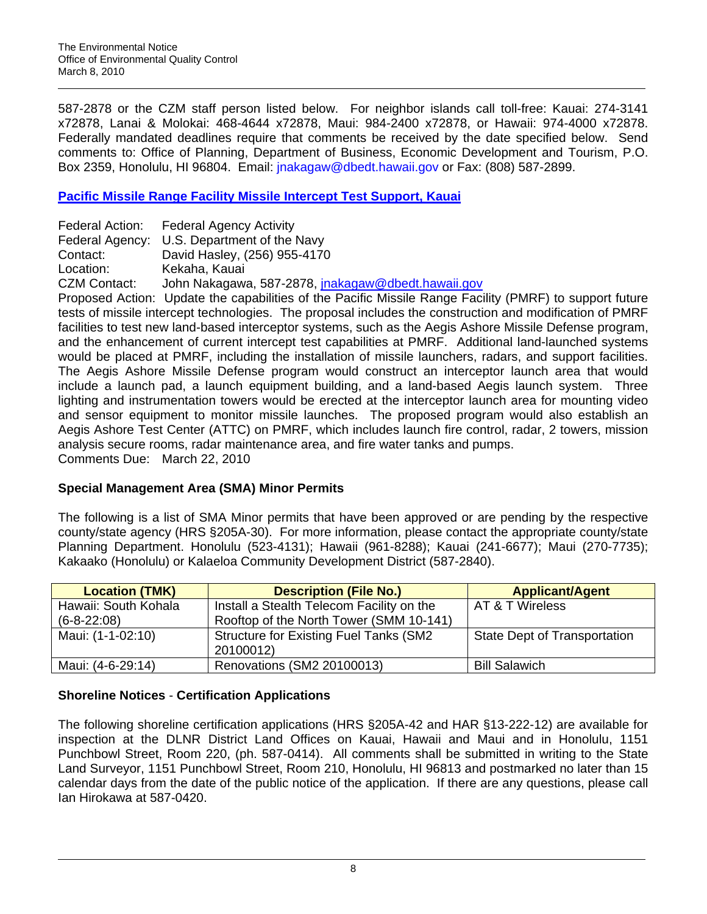587-2878 or the CZM staff person listed below. For neighbor islands call toll-free: Kauai: 274-3141 x72878, Lanai & Molokai: 468-4644 x72878, Maui: 984-2400 x72878, or Hawaii: 974-4000 x72878. Federally mandated deadlines require that comments be received by the date specified below. Send comments to: Office of Planning, Department of Business, Economic Development and Tourism, P.O. Box 2359, Honolulu, HI 96804. Email: jnakagaw@dbedt.hawaii.gov or Fax: (808) 587-2899.

### Pacific Missile Range Facility Missile Intercept Test Support, Kauai

Federal Action: Federal Agency Activity
Federal Agency: U.S. Department of the Navy
Contact: David Hasley, (256) 955-4170
Location: Kekaha, Kauai
CZM Contact: John Nakagawa, 587-2878, jnakagaw@dbedt.hawaii.gov
Proposed Action: Update the capabilities of the Pacific Missile Range Facility (PMRF) to support future tests of missile intercept technologies. The proposal includes the construction and modification of PMRF facilities to test new land-based interceptor systems, such as the Aegis Ashore Missile Defense program, and the enhancement of current intercept test capabilities at PMRF. Additional land-launched systems would be placed at PMRF, including the installation of missile launchers, radars, and support facilities. The Aegis Ashore Missile Defense program would construct an interceptor launch area that would include a launch pad, a launch equipment building, and a land-based Aegis launch system. Three lighting and instrumentation towers would be erected at the interceptor launch area for mounting video and sensor equipment to monitor missile launches. The proposed program would also establish an Aegis Ashore Test Center (ATTC) on PMRF, which includes launch fire control, radar, 2 towers, mission analysis secure rooms, radar maintenance area, and fire water tanks and pumps.
Comments Due: March 22, 2010

### Special Management Area (SMA) Minor Permits

The following is a list of SMA Minor permits that have been approved or are pending by the respective county/state agency (HRS §205A-30). For more information, please contact the appropriate county/state Planning Department. Honolulu (523-4131); Hawaii (961-8288); Kauai (241-6677); Maui (270-7735); Kakaako (Honolulu) or Kalaeloa Community Development District (587-2840).

| Location (TMK) | Description (File No.) | Applicant/Agent |
|---|---|---|
| Hawaii: South Kohala (6-8-22:08) | Install a Stealth Telecom Facility on the Rooftop of the North Tower (SMM 10-141) | AT & T Wireless |
| Maui: (1-1-02:10) | Structure for Existing Fuel Tanks (SM2 20100012) | State Dept of Transportation |
| Maui: (4-6-29:14) | Renovations (SM2 20100013) | Bill Salawich |

### Shoreline Notices - Certification Applications

The following shoreline certification applications (HRS §205A-42 and HAR §13-222-12) are available for inspection at the DLNR District Land Offices on Kauai, Hawaii and Maui and in Honolulu, 1151 Punchbowl Street, Room 220, (ph. 587-0414). All comments shall be submitted in writing to the State Land Surveyor, 1151 Punchbowl Street, Room 210, Honolulu, HI 96813 and postmarked no later than 15 calendar days from the date of the public notice of the application. If there are any questions, please call Ian Hirokawa at 587-0420.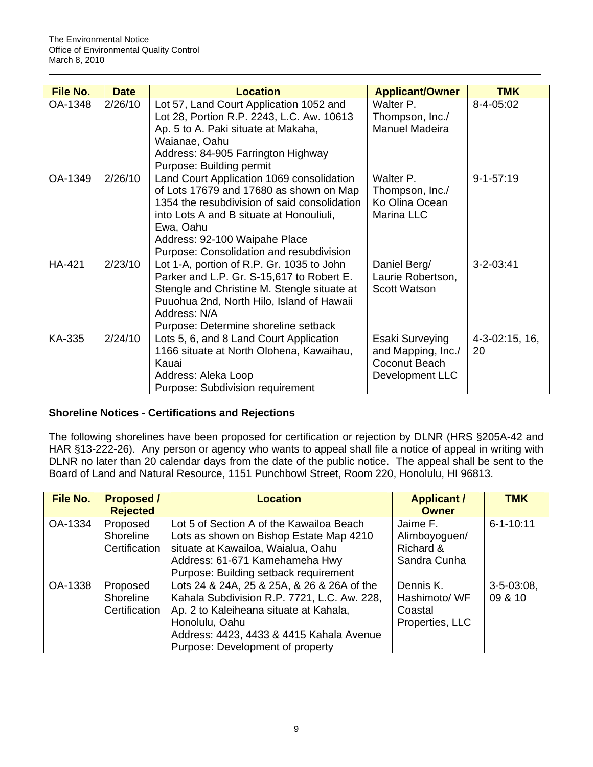| File No. | Date | Location | Applicant/Owner | TMK |
|---|---|---|---|---|
| OA-1348 | 2/26/10 | Lot 57, Land Court Application 1052 and Lot 28, Portion R.P. 2243, L.C. Aw. 10613 Ap. 5 to A. Paki situate at Makaha, Waianae, Oahu<br>Address: 84-905 Farrington Highway<br>Purpose: Building permit | Walter P. Thompson, Inc./ Manuel Madeira | 8-4-05:02 |
| OA-1349 | 2/26/10 | Land Court Application 1069 consolidation of Lots 17679 and 17680 as shown on Map 1354 the resubdivision of said consolidation into Lots A and B situate at Honouliuli, Ewa, Oahu<br>Address: 92-100 Waipahe Place<br>Purpose: Consolidation and resubdivision | Walter P. Thompson, Inc./ Ko Olina Ocean Marina LLC | 9-1-57:19 |
| HA-421 | 2/23/10 | Lot 1-A, portion of R.P. Gr. 1035 to John Parker and L.P. Gr. S-15,617 to Robert E. Stengle and Christine M. Stengle situate at Puuohua 2nd, North Hilo, Island of Hawaii<br>Address: N/A<br>Purpose: Determine shoreline setback | Daniel Berg/ Laurie Robertson, Scott Watson | 3-2-03:41 |
| KA-335 | 2/24/10 | Lots 5, 6, and 8 Land Court Application 1166 situate at North Olohena, Kawaihau, Kauai<br>Address: Aleka Loop<br>Purpose: Subdivision requirement | Esaki Surveying and Mapping, Inc./ Coconut Beach Development LLC | 4-3-02:15, 16, 20 |

**Shoreline Notices - Certifications and Rejections**

The following shorelines have been proposed for certification or rejection by DLNR (HRS §205A-42 and HAR §13-222-26). Any person or agency who wants to appeal shall file a notice of appeal in writing with DLNR no later than 20 calendar days from the date of the public notice. The appeal shall be sent to the Board of Land and Natural Resource, 1151 Punchbowl Street, Room 220, Honolulu, HI 96813.

| File No. | Proposed / Rejected | Location | Applicant / Owner | TMK |
|---|---|---|---|---|
| OA-1334 | Proposed Shoreline Certification | Lot 5 of Section A of the Kawailoa Beach Lots as shown on Bishop Estate Map 4210 situate at Kawailoa, Waialua, Oahu<br>Address: 61-671 Kamehameha Hwy<br>Purpose: Building setback requirement | Jaime F. Alimboyoguen/ Richard & Sandra Cunha | 6-1-10:11 |
| OA-1338 | Proposed Shoreline Certification | Lots 24 & 24A, 25 & 25A, & 26 & 26A of the Kahala Subdivision R.P. 7721, L.C. Aw. 228, Ap. 2 to Kaleiheana situate at Kahala, Honolulu, Oahu<br>Address: 4423, 4433 & 4415 Kahala Avenue<br>Purpose: Development of property | Dennis K. Hashimoto/ WF Coastal Properties, LLC | 3-5-03:08, 09 & 10 |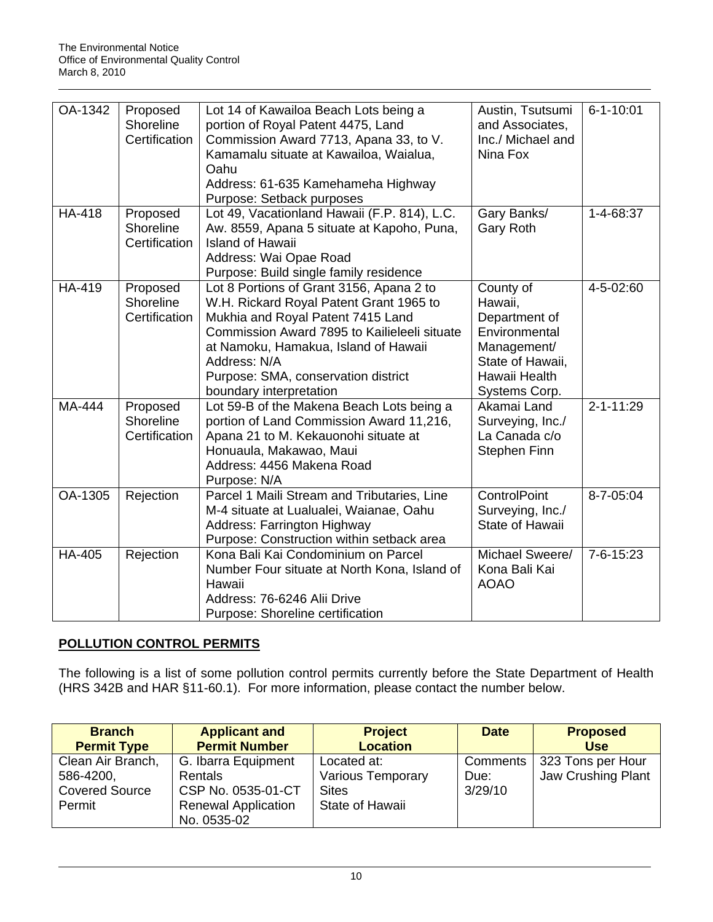| OA-1342 | Proposed Shoreline Certification | Lot 14 of Kawailoa Beach Lots being a portion of Royal Patent 4475, Land Commission Award 7713, Apana 33, to V. Kamamalu situate at Kawailoa, Waialua, Oahu<br>Address: 61-635 Kamehameha Highway<br>Purpose: Setback purposes | Austin, Tsutsumi and Associates, Inc./ Michael and Nina Fox | 6-1-10:01 |
|---|---|---|---|---|
| HA-418 | Proposed Shoreline Certification | Lot 49, Vacationland Hawaii (F.P. 814), L.C. Aw. 8559, Apana 5 situate at Kapoho, Puna, Island of Hawaii<br>Address: Wai Opae Road<br>Purpose: Build single family residence | Gary Banks/ Gary Roth | 1-4-68:37 |
| HA-419 | Proposed Shoreline Certification | Lot 8 Portions of Grant 3156, Apana 2 to W.H. Rickard Royal Patent Grant 1965 to Mukhia and Royal Patent 7415 Land Commission Award 7895 to Kailieleeli situate at Namoku, Hamakua, Island of Hawaii<br>Address: N/A<br>Purpose: SMA, conservation district boundary interpretation | County of Hawaii, Department of Environmental Management/ State of Hawaii, Hawaii Health Systems Corp. | 4-5-02:60 |
| MA-444 | Proposed Shoreline Certification | Lot 59-B of the Makena Beach Lots being a portion of Land Commission Award 11,216, Apana 21 to M. Kekauonohi situate at Honuaula, Makawao, Maui<br>Address: 4456 Makena Road<br>Purpose: N/A | Akamai Land Surveying, Inc./ La Canada c/o Stephen Finn | 2-1-11:29 |
| OA-1305 | Rejection | Parcel 1 Maili Stream and Tributaries, Line M-4 situate at Lualualei, Waianae, Oahu<br>Address: Farrington Highway<br>Purpose: Construction within setback area | ControlPoint Surveying, Inc./ State of Hawaii | 8-7-05:04 |
| HA-405 | Rejection | Kona Bali Kai Condominium on Parcel Number Four situate at North Kona, Island of Hawaii<br>Address: 76-6246 Alii Drive<br>Purpose: Shoreline certification | Michael Sweere/ Kona Bali Kai AOAO | 7-6-15:23 |

## POLLUTION CONTROL PERMITS

The following is a list of some pollution control permits currently before the State Department of Health (HRS 342B and HAR §11-60.1). For more information, please contact the number below.

| Branch Permit Type | Applicant and Permit Number | Project Location | Date | Proposed Use |
|---|---|---|---|---|
| Clean Air Branch, 586-4200, Covered Source Permit | G. Ibarra Equipment Rentals<br>CSP No. 0535-01-CT<br>Renewal Application No. 0535-02 | Located at: Various Temporary Sites State of Hawaii | Comments Due: 3/29/10 | 323 Tons per Hour Jaw Crushing Plant |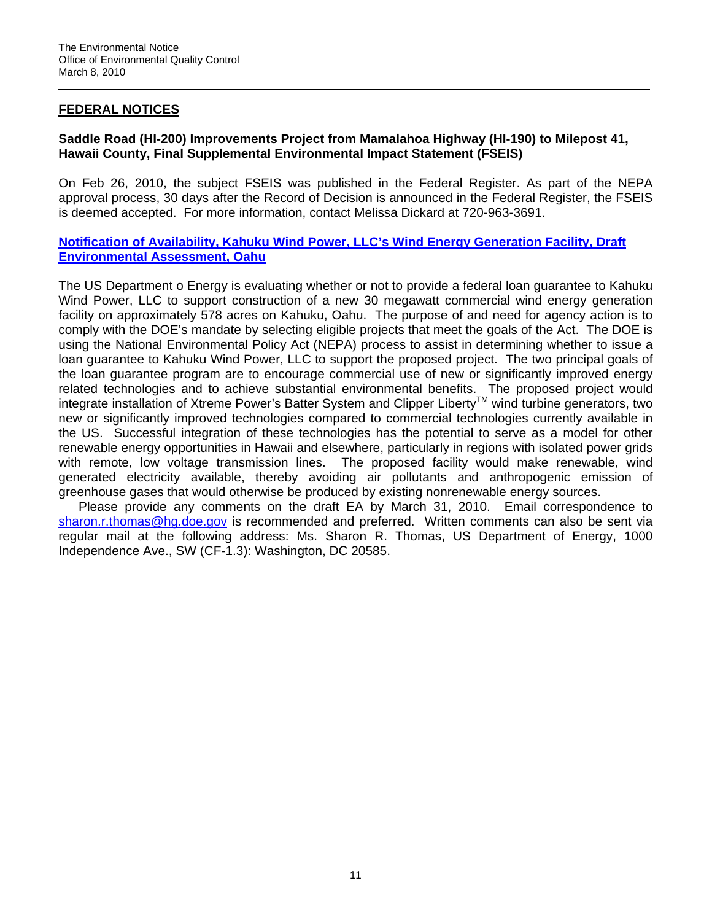## FEDERAL NOTICES

**Saddle Road (HI-200) Improvements Project from Mamalahoa Highway (HI-190) to Milepost 41, Hawaii County, Final Supplemental Environmental Impact Statement (FSEIS)**

On Feb 26, 2010, the subject FSEIS was published in the Federal Register. As part of the NEPA approval process, 30 days after the Record of Decision is announced in the Federal Register, the FSEIS is deemed accepted. For more information, contact Melissa Dickard at 720-963-3691.

**Notification of Availability, Kahuku Wind Power, LLC's Wind Energy Generation Facility, Draft Environmental Assessment, Oahu**

The US Department o Energy is evaluating whether or not to provide a federal loan guarantee to Kahuku Wind Power, LLC to support construction of a new 30 megawatt commercial wind energy generation facility on approximately 578 acres on Kahuku, Oahu. The purpose of and need for agency action is to comply with the DOE's mandate by selecting eligible projects that meet the goals of the Act. The DOE is using the National Environmental Policy Act (NEPA) process to assist in determining whether to issue a loan guarantee to Kahuku Wind Power, LLC to support the proposed project. The two principal goals of the loan guarantee program are to encourage commercial use of new or significantly improved energy related technologies and to achieve substantial environmental benefits. The proposed project would integrate installation of Xtreme Power's Batter System and Clipper Liberty™ wind turbine generators, two new or significantly improved technologies compared to commercial technologies currently available in the US. Successful integration of these technologies has the potential to serve as a model for other renewable energy opportunities in Hawaii and elsewhere, particularly in regions with isolated power grids with remote, low voltage transmission lines. The proposed facility would make renewable, wind generated electricity available, thereby avoiding air pollutants and anthropogenic emission of greenhouse gases that would otherwise be produced by existing nonrenewable energy sources.

Please provide any comments on the draft EA by March 31, 2010. Email correspondence to sharon.r.thomas@hq.doe.gov is recommended and preferred. Written comments can also be sent via regular mail at the following address: Ms. Sharon R. Thomas, US Department of Energy, 1000 Independence Ave., SW (CF-1.3): Washington, DC 20585.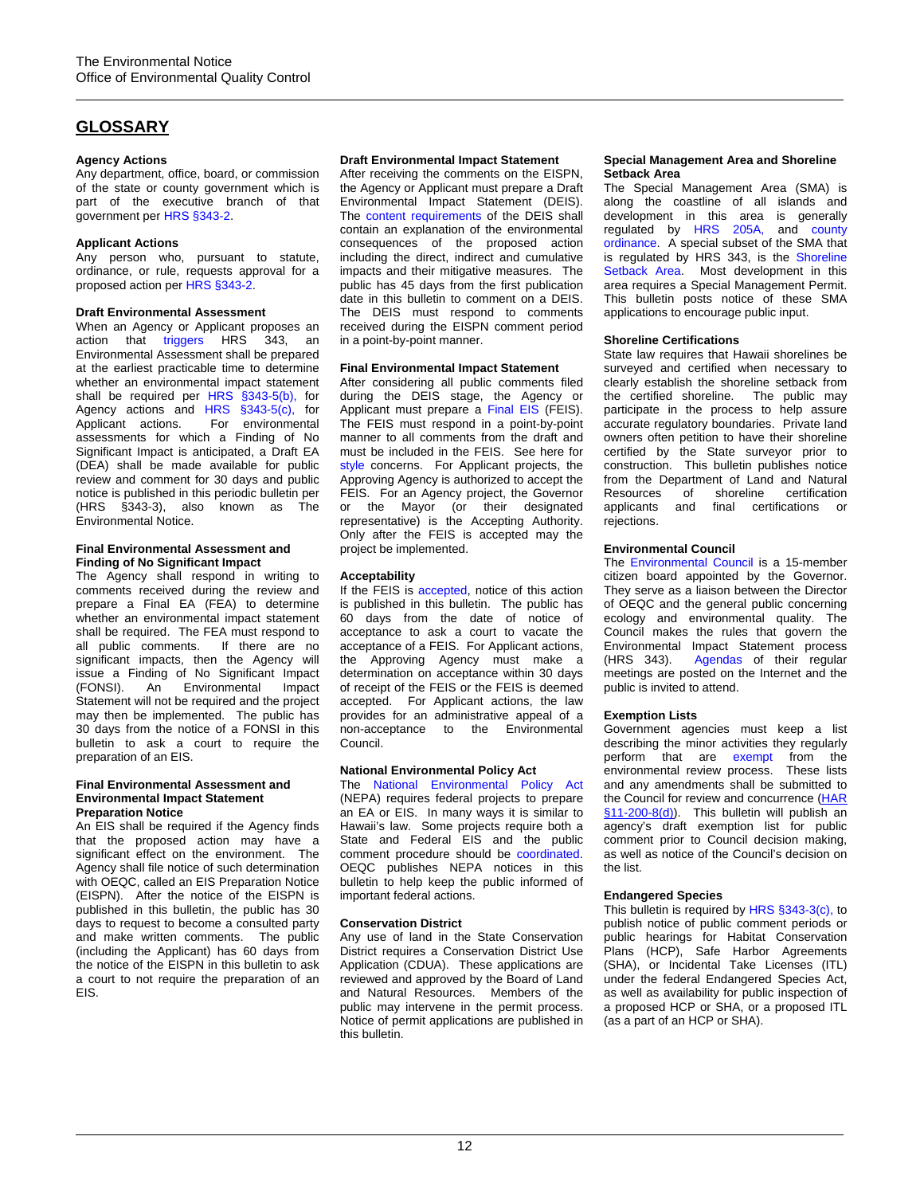## GLOSSARY

### Agency Actions

Any department, office, board, or commission of the state or county government which is part of the executive branch of that government per HRS §343-2.

### Applicant Actions

Any person who, pursuant to statute, ordinance, or rule, requests approval for a proposed action per HRS §343-2.

### Draft Environmental Assessment

When an Agency or Applicant proposes an action that triggers HRS 343, an Environmental Assessment shall be prepared at the earliest practicable time to determine whether an environmental impact statement shall be required per HRS §343-5(b), for Agency actions and HRS §343-5(c), for Applicant actions. For environmental assessments for which a Finding of No Significant Impact is anticipated, a Draft EA (DEA) shall be made available for public review and comment for 30 days and public notice is published in this periodic bulletin per (HRS §343-3), also known as The Environmental Notice.

### Final Environmental Assessment and Finding of No Significant Impact

The Agency shall respond in writing to comments received during the review and prepare a Final EA (FEA) to determine whether an environmental impact statement shall be required. The FEA must respond to all public comments. If there are no significant impacts, then the Agency will issue a Finding of No Significant Impact (FONSI). An Environmental Impact Statement will not be required and the project may then be implemented. The public has 30 days from the notice of a FONSI in this bulletin to ask a court to require the preparation of an EIS.

### Final Environmental Assessment and Environmental Impact Statement Preparation Notice

An EIS shall be required if the Agency finds that the proposed action may have a significant effect on the environment. The Agency shall file notice of such determination with OEQC, called an EIS Preparation Notice (EISPN). After the notice of the EISPN is published in this bulletin, the public has 30 days to request to become a consulted party and make written comments. The public (including the Applicant) has 60 days from the notice of the EISPN in this bulletin to ask a court to not require the preparation of an EIS.

### Draft Environmental Impact Statement

After receiving the comments on the EISPN, the Agency or Applicant must prepare a Draft Environmental Impact Statement (DEIS). The content requirements of the DEIS shall contain an explanation of the environmental consequences of the proposed action including the direct, indirect and cumulative impacts and their mitigative measures. The public has 45 days from the first publication date in this bulletin to comment on a DEIS. The DEIS must respond to comments received during the EISPN comment period in a point-by-point manner.

### Final Environmental Impact Statement

After considering all public comments filed during the DEIS stage, the Agency or Applicant must prepare a Final EIS (FEIS). The FEIS must respond in a point-by-point manner to all comments from the draft and must be included in the FEIS. See here for style concerns. For Applicant projects, the Approving Agency is authorized to accept the FEIS. For an Agency project, the Governor or the Mayor (or their designated representative) is the Accepting Authority. Only after the FEIS is accepted may the project be implemented.

### Acceptability

If the FEIS is accepted, notice of this action is published in this bulletin. The public has 60 days from the date of notice of acceptance to ask a court to vacate the acceptance of a FEIS. For Applicant actions, the Approving Agency must make a determination on acceptance within 30 days of receipt of the FEIS or the FEIS is deemed accepted. For Applicant actions, the law provides for an administrative appeal of a non-acceptance to the Environmental Council.

### National Environmental Policy Act

The National Environmental Policy Act (NEPA) requires federal projects to prepare an EA or EIS. In many ways it is similar to Hawaii's law. Some projects require both a State and Federal EIS and the public comment procedure should be coordinated. OEQC publishes NEPA notices in this bulletin to help keep the public informed of important federal actions.

### Conservation District

Any use of land in the State Conservation District requires a Conservation District Use Application (CDUA). These applications are reviewed and approved by the Board of Land and Natural Resources. Members of the public may intervene in the permit process. Notice of permit applications are published in this bulletin.

### Special Management Area and Shoreline Setback Area

The Special Management Area (SMA) is along the coastline of all islands and development in this area is generally regulated by HRS 205A, and county ordinance. A special subset of the SMA that is regulated by HRS 343, is the Shoreline Setback Area. Most development in this area requires a Special Management Permit. This bulletin posts notice of these SMA applications to encourage public input.

### Shoreline Certifications

State law requires that Hawaii shorelines be surveyed and certified when necessary to clearly establish the shoreline setback from the certified shoreline. The public may participate in the process to help assure accurate regulatory boundaries. Private land owners often petition to have their shoreline certified by the State surveyor prior to construction. This bulletin publishes notice from the Department of Land and Natural Resources of shoreline certification applicants and final certifications or rejections.

### Environmental Council

The Environmental Council is a 15-member citizen board appointed by the Governor. They serve as a liaison between the Director of OEQC and the general public concerning ecology and environmental quality. The Council makes the rules that govern the Environmental Impact Statement process (HRS 343). Agendas of their regular meetings are posted on the Internet and the public is invited to attend.

### Exemption Lists

Government agencies must keep a list describing the minor activities they regularly perform that are exempt from the environmental review process. These lists and any amendments shall be submitted to the Council for review and concurrence (HAR §11-200-8(d)). This bulletin will publish an agency's draft exemption list for public comment prior to Council decision making, as well as notice of the Council's decision on the list.

### Endangered Species

This bulletin is required by HRS §343-3(c), to publish notice of public comment periods or public hearings for Habitat Conservation Plans (HCP), Safe Harbor Agreements (SHA), or Incidental Take Licenses (ITL) under the federal Endangered Species Act, as well as availability for public inspection of a proposed HCP or SHA, or a proposed ITL (as a part of an HCP or SHA).